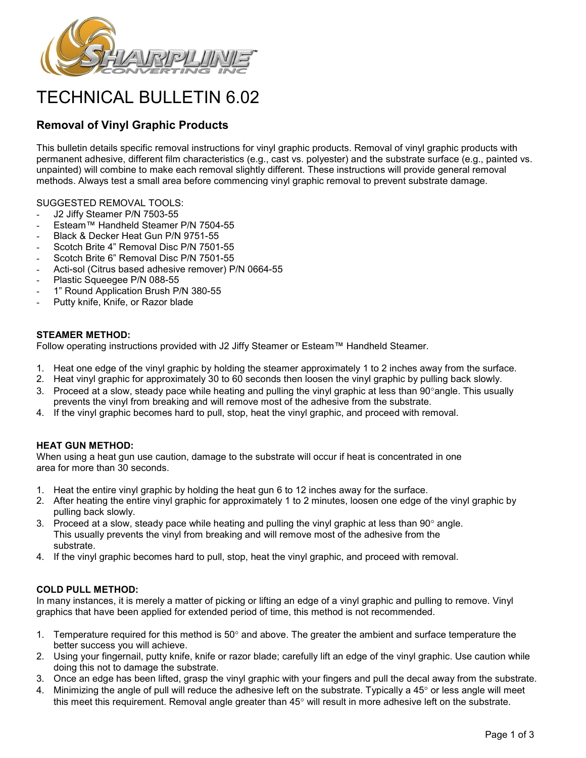# TECHNICAL BULLETIN 6.02

## Removal of Vinyl Graphic Products

This bulletin details specific removal instructions for vinyl graphic products. Removal of vinyl graphic products with permanent adhesive, different film characteristics (e.g., cast vs. polyester) and the substrate surface (e.g., painted vs. unpainted) will combine to make each removal slightly different. These instructions will provide general removal methods. Always test a small area before commencing vinyl graphic removal to prevent substrate damage.

SUGGESTED REMOVAL TOOLS:

- J2 Jiffy Steamer P/N 7503-55
- Esteam™ Handheld Steamer P/N 7504-55
- Black & Decker Heat Gun P/N 9751-55
- Scotch Brite 4" Removal Disc P/N 7501-55
- Scotch Brite 6" Removal Disc P/N 7501-55
- Acti-sol (Citrus based adhesive remover) P/N 0664-55
- Plastic Squeegee P/N 088-55
- 1" Round Application Brush P/N 380-55
- Putty knife, Knife, or Razor blade

**STEAMER METHOD:**
Follow operating instructions provided with J2 Jiffy Steamer or Esteam™ Handheld Steamer.

1. Heat one edge of the vinyl graphic by holding the steamer approximately 1 to 2 inches away from the surface.
2. Heat vinyl graphic for approximately 30 to 60 seconds then loosen the vinyl graphic by pulling back slowly.
3. Proceed at a slow, steady pace while heating and pulling the vinyl graphic at less than 90°angle. This usually prevents the vinyl from breaking and will remove most of the adhesive from the substrate.
4. If the vinyl graphic becomes hard to pull, stop, heat the vinyl graphic, and proceed with removal.

**HEAT GUN METHOD:**
When using a heat gun use caution, damage to the substrate will occur if heat is concentrated in one area for more than 30 seconds.

1. Heat the entire vinyl graphic by holding the heat gun 6 to 12 inches away for the surface.
2. After heating the entire vinyl graphic for approximately 1 to 2 minutes, loosen one edge of the vinyl graphic by pulling back slowly.
3. Proceed at a slow, steady pace while heating and pulling the vinyl graphic at less than 90° angle. This usually prevents the vinyl from breaking and will remove most of the adhesive from the substrate.
4. If the vinyl graphic becomes hard to pull, stop, heat the vinyl graphic, and proceed with removal.

**COLD PULL METHOD:**
In many instances, it is merely a matter of picking or lifting an edge of a vinyl graphic and pulling to remove. Vinyl graphics that have been applied for extended period of time, this method is not recommended.

1. Temperature required for this method is 50° and above. The greater the ambient and surface temperature the better success you will achieve.
2. Using your fingernail, putty knife, knife or razor blade; carefully lift an edge of the vinyl graphic. Use caution while doing this not to damage the substrate.
3. Once an edge has been lifted, grasp the vinyl graphic with your fingers and pull the decal away from the substrate.
4. Minimizing the angle of pull will reduce the adhesive left on the substrate. Typically a 45° or less angle will meet this meet this requirement. Removal angle greater than 45° will result in more adhesive left on the substrate.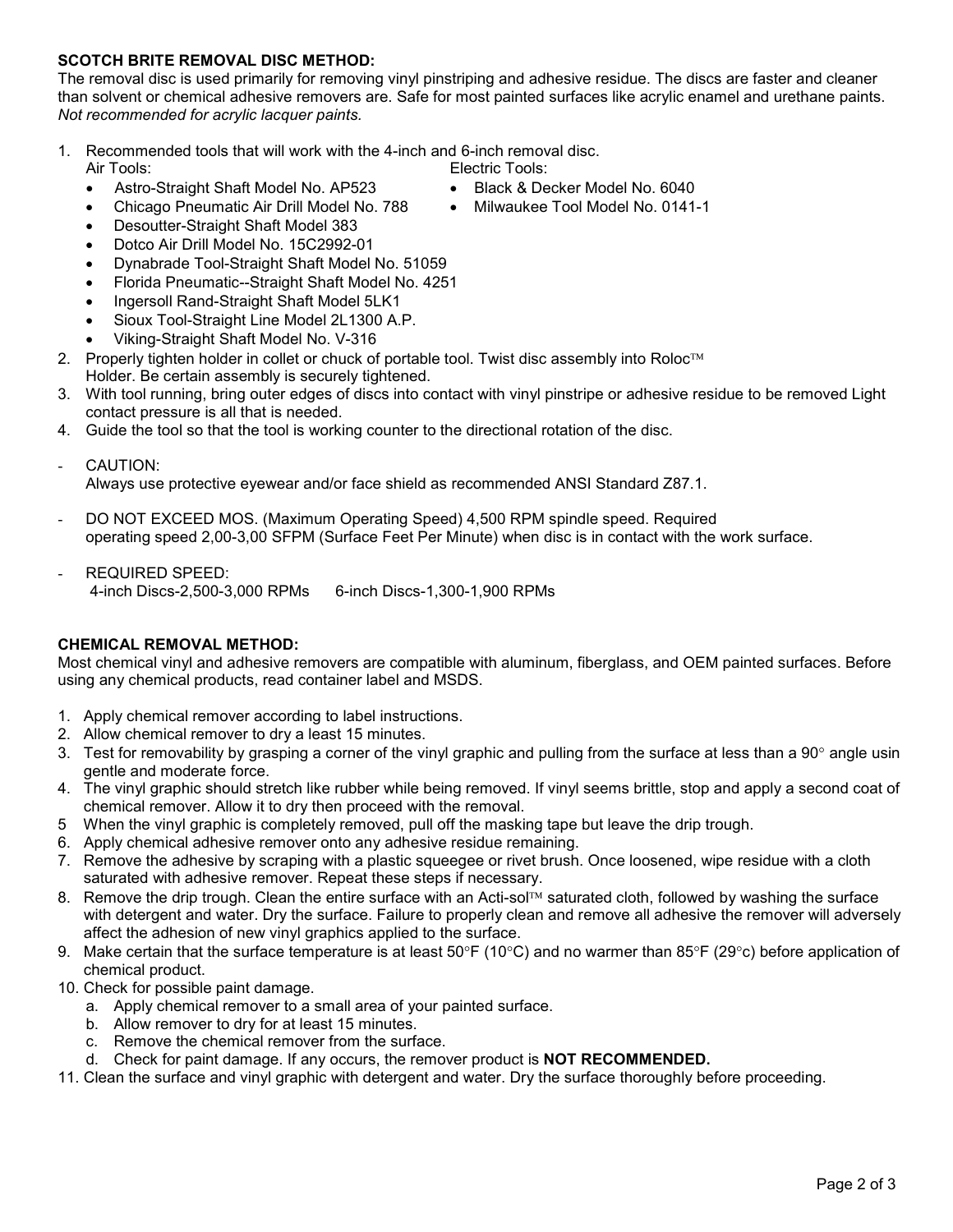**SCOTCH BRITE REMOVAL DISC METHOD:**

The removal disc is used primarily for removing vinyl pinstriping and adhesive residue. The discs are faster and cleaner than solvent or chemical adhesive removers are. Safe for most painted surfaces like acrylic enamel and urethane paints. *Not recommended for acrylic lacquer paints.*

1. Recommended tools that will work with the 4-inch and 6-inch removal disc.
   Air Tools:
   - Astro-Straight Shaft Model No. AP523
   - Chicago Pneumatic Air Drill Model No. 788
   - Desoutter-Straight Shaft Model 383
   - Dotco Air Drill Model No. 15C2992-01
   - Dynabrade Tool-Straight Shaft Model No. 51059
   - Florida Pneumatic--Straight Shaft Model No. 4251
   - Ingersoll Rand-Straight Shaft Model 5LK1
   - Sioux Tool-Straight Line Model 2L1300 A.P.
   - Viking-Straight Shaft Model No. V-316

   Electric Tools:
   - Black & Decker Model No. 6040
   - Milwaukee Tool Model No. 0141-1
2. Properly tighten holder in collet or chuck of portable tool. Twist disc assembly into Roloc™ Holder. Be certain assembly is securely tightened.
3. With tool running, bring outer edges of discs into contact with vinyl pinstripe or adhesive residue to be removed Light contact pressure is all that is needed.
4. Guide the tool so that the tool is working counter to the directional rotation of the disc.

- CAUTION:
  Always use protective eyewear and/or face shield as recommended ANSI Standard Z87.1.

- DO NOT EXCEED MOS. (Maximum Operating Speed) 4,500 RPM spindle speed. Required operating speed 2,00-3,00 SFPM (Surface Feet Per Minute) when disc is in contact with the work surface.

- REQUIRED SPEED:
  4-inch Discs-2,500-3,000 RPMs 6-inch Discs-1,300-1,900 RPMs

**CHEMICAL REMOVAL METHOD:**

Most chemical vinyl and adhesive removers are compatible with aluminum, fiberglass, and OEM painted surfaces. Before using any chemical products, read container label and MSDS.

1. Apply chemical remover according to label instructions.
2. Allow chemical remover to dry a least 15 minutes.
3. Test for removability by grasping a corner of the vinyl graphic and pulling from the surface at less than a 90° angle usin gentle and moderate force.
4. The vinyl graphic should stretch like rubber while being removed. If vinyl seems brittle, stop and apply a second coat of chemical remover. Allow it to dry then proceed with the removal.
5. When the vinyl graphic is completely removed, pull off the masking tape but leave the drip trough.
6. Apply chemical adhesive remover onto any adhesive residue remaining.
7. Remove the adhesive by scraping with a plastic squeegee or rivet brush. Once loosened, wipe residue with a cloth saturated with adhesive remover. Repeat these steps if necessary.
8. Remove the drip trough. Clean the entire surface with an Acti-sol™ saturated cloth, followed by washing the surface with detergent and water. Dry the surface. Failure to properly clean and remove all adhesive the remover will adversely affect the adhesion of new vinyl graphics applied to the surface.
9. Make certain that the surface temperature is at least 50°F (10°C) and no warmer than 85°F (29°c) before application of chemical product.
10. Check for possible paint damage.
    a. Apply chemical remover to a small area of your painted surface.
    b. Allow remover to dry for at least 15 minutes.
    c. Remove the chemical remover from the surface.
    d. Check for paint damage. If any occurs, the remover product is **NOT RECOMMENDED.**
11. Clean the surface and vinyl graphic with detergent and water. Dry the surface thoroughly before proceeding.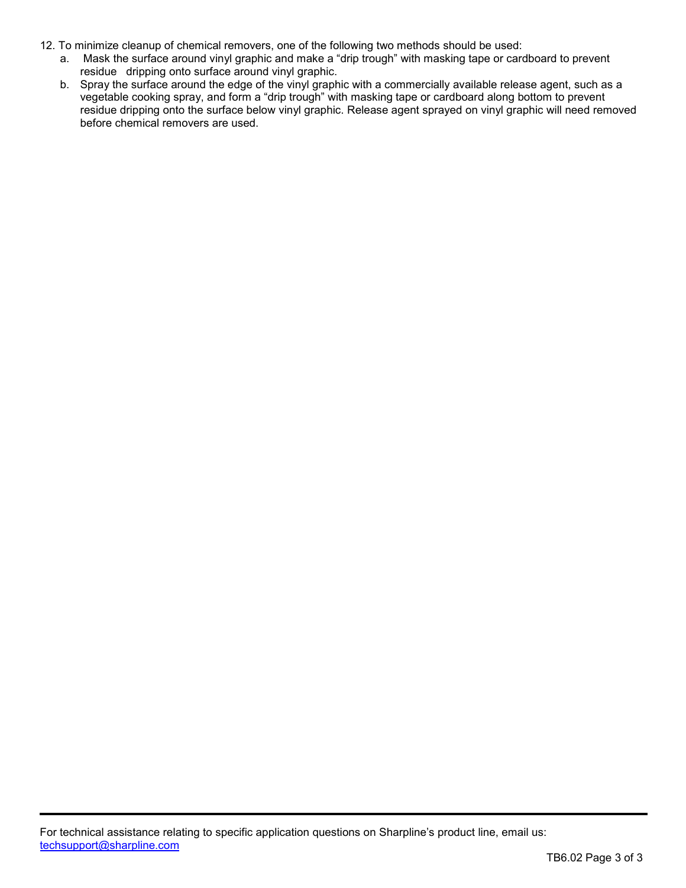12. To minimize cleanup of chemical removers, one of the following two methods should be used:
    a. Mask the surface around vinyl graphic and make a "drip trough" with masking tape or cardboard to prevent residue dripping onto surface around vinyl graphic.
    b. Spray the surface around the edge of the vinyl graphic with a commercially available release agent, such as a vegetable cooking spray, and form a "drip trough" with masking tape or cardboard along bottom to prevent residue dripping onto the surface below vinyl graphic. Release agent sprayed on vinyl graphic will need removed before chemical removers are used.

---

For technical assistance relating to specific application questions on Sharpline's product line, email us: techsupport@sharpline.com